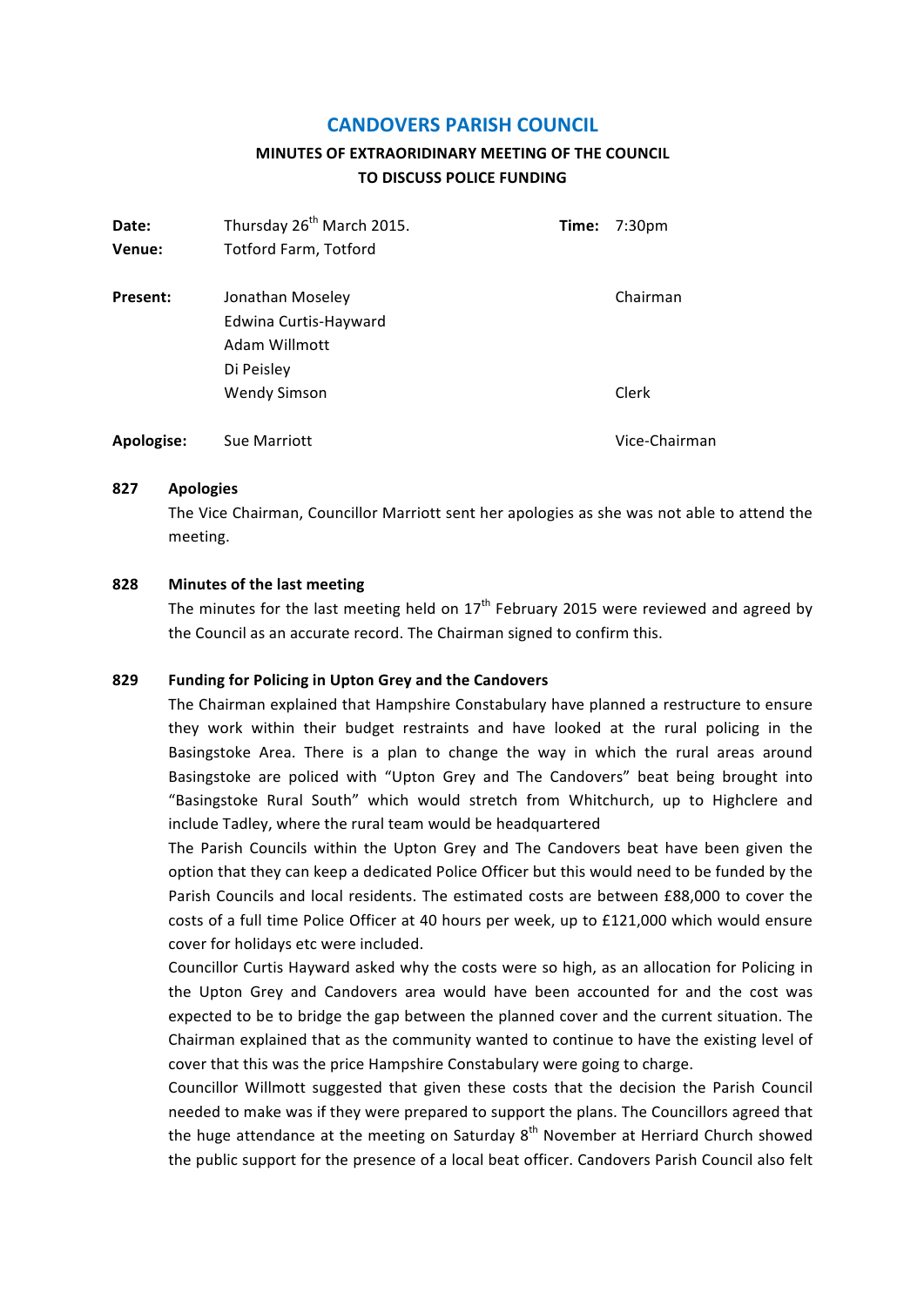# CANDOVERS PARISH COUNCIL

## MINUTES OF EXTRAORIDINARY MEETING OF THE COUNCIL TO DISCUSS POLICE FUNDING

| | | | |
|---|---|---|---|
| **Date:** | Thursday 26th March 2015. | **Time:** | 7:30pm |
| **Venue:** | Totford Farm, Totford | | |
| **Present:** | Jonathan Moseley | | Chairman |
| | Edwina Curtis-Hayward | | |
| | Adam Willmott | | |
| | Di Peisley | | |
| | Wendy Simson | | Clerk |
| **Apologise:** | Sue Marriott | | Vice-Chairman |

**827 Apologies**

The Vice Chairman, Councillor Marriott sent her apologies as she was not able to attend the meeting.

**828 Minutes of the last meeting**

The minutes for the last meeting held on 17th February 2015 were reviewed and agreed by the Council as an accurate record. The Chairman signed to confirm this.

**829 Funding for Policing in Upton Grey and the Candovers**

The Chairman explained that Hampshire Constabulary have planned a restructure to ensure they work within their budget restraints and have looked at the rural policing in the Basingstoke Area. There is a plan to change the way in which the rural areas around Basingstoke are policed with "Upton Grey and The Candovers" beat being brought into "Basingstoke Rural South" which would stretch from Whitchurch, up to Highclere and include Tadley, where the rural team would be headquartered

The Parish Councils within the Upton Grey and The Candovers beat have been given the option that they can keep a dedicated Police Officer but this would need to be funded by the Parish Councils and local residents. The estimated costs are between £88,000 to cover the costs of a full time Police Officer at 40 hours per week, up to £121,000 which would ensure cover for holidays etc were included.

Councillor Curtis Hayward asked why the costs were so high, as an allocation for Policing in the Upton Grey and Candovers area would have been accounted for and the cost was expected to be to bridge the gap between the planned cover and the current situation. The Chairman explained that as the community wanted to continue to have the existing level of cover that this was the price Hampshire Constabulary were going to charge.

Councillor Willmott suggested that given these costs that the decision the Parish Council needed to make was if they were prepared to support the plans. The Councillors agreed that the huge attendance at the meeting on Saturday 8th November at Herriard Church showed the public support for the presence of a local beat officer. Candovers Parish Council also felt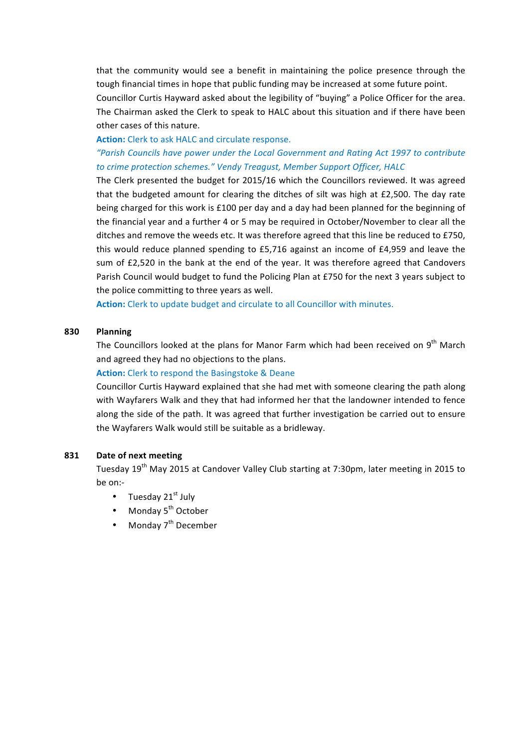that the community would see a benefit in maintaining the police presence through the tough financial times in hope that public funding may be increased at some future point.

Councillor Curtis Hayward asked about the legibility of "buying" a Police Officer for the area. The Chairman asked the Clerk to speak to HALC about this situation and if there have been other cases of this nature.

**Action:** Clerk to ask HALC and circulate response.

*"Parish Councils have power under the Local Government and Rating Act 1997 to contribute to crime protection schemes." Vendy Treagust, Member Support Officer, HALC*

The Clerk presented the budget for 2015/16 which the Councillors reviewed. It was agreed that the budgeted amount for clearing the ditches of silt was high at £2,500. The day rate being charged for this work is £100 per day and a day had been planned for the beginning of the financial year and a further 4 or 5 may be required in October/November to clear all the ditches and remove the weeds etc. It was therefore agreed that this line be reduced to £750, this would reduce planned spending to £5,716 against an income of £4,959 and leave the sum of £2,520 in the bank at the end of the year. It was therefore agreed that Candovers Parish Council would budget to fund the Policing Plan at £750 for the next 3 years subject to the police committing to three years as well.

**Action:** Clerk to update budget and circulate to all Councillor with minutes.

### 830 Planning

The Councillors looked at the plans for Manor Farm which had been received on 9th March and agreed they had no objections to the plans.

**Action:** Clerk to respond the Basingstoke & Deane

Councillor Curtis Hayward explained that she had met with someone clearing the path along with Wayfarers Walk and they that had informed her that the landowner intended to fence along the side of the path. It was agreed that further investigation be carried out to ensure the Wayfarers Walk would still be suitable as a bridleway.

### 831 Date of next meeting

Tuesday 19th May 2015 at Candover Valley Club starting at 7:30pm, later meeting in 2015 to be on:-

- Tuesday 21st July
- Monday 5th October
- Monday 7th December